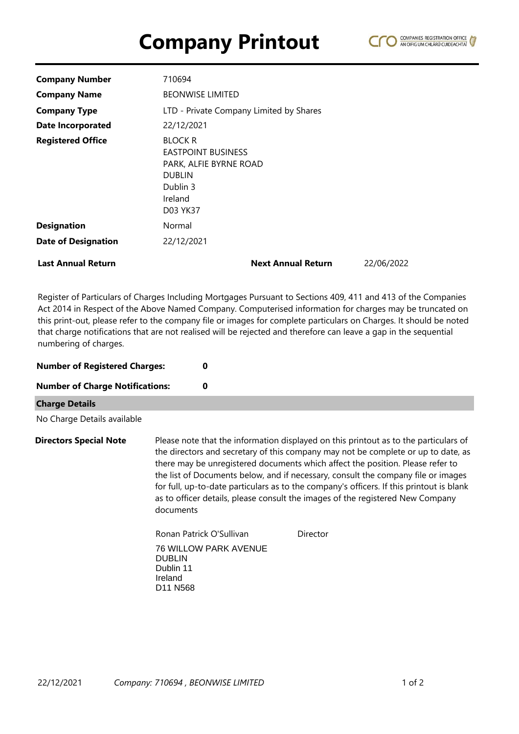# Company Printout

COMPANIES REGISTRATION OFFICE
AN OIFIG UM CHLÁRÚ CUIDEACHTAÍ

| | |
|---|---|
| **Company Number** | 710694 |
| **Company Name** | BEONWISE LIMITED |
| **Company Type** | LTD - Private Company Limited by Shares |
| **Date Incorporated** | 22/12/2021 |
| **Registered Office** | BLOCK R<br>EASTPOINT BUSINESS<br>PARK, ALFIE BYRNE ROAD<br>DUBLIN<br>Dublin 3<br>Ireland<br>D03 YK37 |
| **Designation** | Normal |
| **Date of Designation** | 22/12/2021 |

| **Last Annual Return** | | **Next Annual Return** | 22/06/2022 |
|---|---|---|---|

Register of Particulars of Charges Including Mortgages Pursuant to Sections 409, 411 and 413 of the Companies Act 2014 in Respect of the Above Named Company. Computerised information for charges may be truncated on this print-out, please refer to the company file or images for complete particulars on Charges. It should be noted that charge notifications that are not realised will be rejected and therefore can leave a gap in the sequential numbering of charges.

**Number of Registered Charges:** 0

**Number of Charge Notifications:** 0

**Charge Details**

No Charge Details available

**Directors Special Note**

Please note that the information displayed on this printout as to the particulars of the directors and secretary of this company may not be complete or up to date, as there may be unregistered documents which affect the position. Please refer to the list of Documents below, and if necessary, consult the company file or images for full, up-to-date particulars as to the company's officers. If this printout is blank as to officer details, please consult the images of the registered New Company documents

Ronan Patrick O'Sullivan — Director

76 WILLOW PARK AVENUE
DUBLIN
Dublin 11
Ireland
D11 N568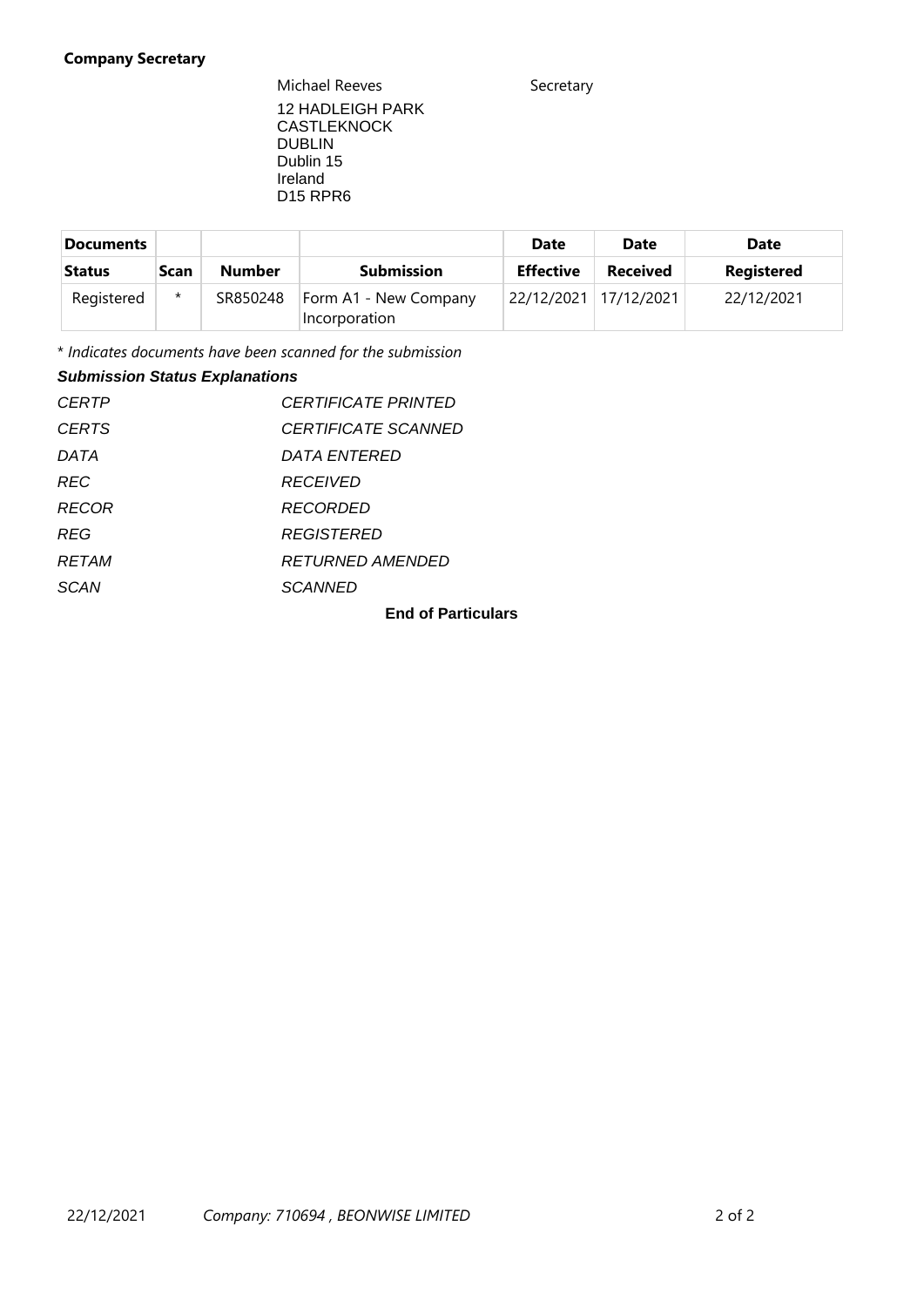**Company Secretary**

Michael Reeves Secretary

12 HADLEIGH PARK
CASTLEKNOCK
DUBLIN
Dublin 15
Ireland
D15 RPR6

| Documents | | | | Date | Date | Date |
|---|---|---|---|---|---|---|
| **Status** | **Scan** | **Number** | **Submission** | **Effective** | **Received** | **Registered** |
| Registered | * | SR850248 | Form A1 - New Company Incorporation | 22/12/2021 | 17/12/2021 | 22/12/2021 |

*\* Indicates documents have been scanned for the submission*

***Submission Status Explanations***

| | |
|---|---|
| *CERTP* | *CERTIFICATE PRINTED* |
| *CERTS* | *CERTIFICATE SCANNED* |
| *DATA* | *DATA ENTERED* |
| *REC* | *RECEIVED* |
| *RECOR* | *RECORDED* |
| *REG* | *REGISTERED* |
| *RETAM* | *RETURNED AMENDED* |
| *SCAN* | *SCANNED* |

**End of Particulars**